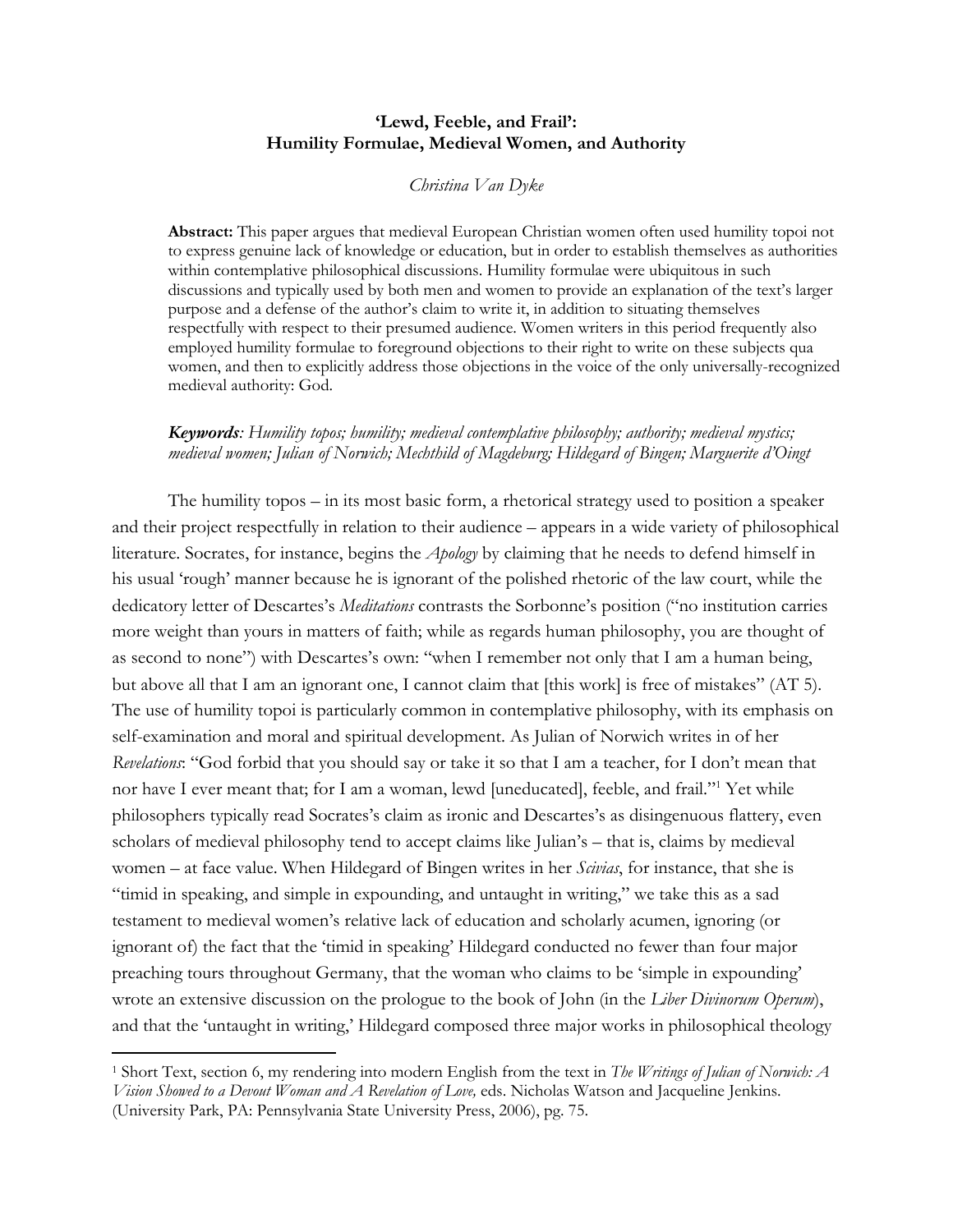# 'Lewd, Feeble, and Frail': Humility Formulae, Medieval Women, and Authority

*Christina Van Dyke*

**Abstract:** This paper argues that medieval European Christian women often used humility topoi not to express genuine lack of knowledge or education, but in order to establish themselves as authorities within contemplative philosophical discussions. Humility formulae were ubiquitous in such discussions and typically used by both men and women to provide an explanation of the text's larger purpose and a defense of the author's claim to write it, in addition to situating themselves respectfully with respect to their presumed audience. Women writers in this period frequently also employed humility formulae to foreground objections to their right to write on these subjects qua women, and then to explicitly address those objections in the voice of the only universally-recognized medieval authority: God.

***Keywords**: Humility topos; humility; medieval contemplative philosophy; authority; medieval mystics; medieval women; Julian of Norwich; Mechthild of Magdeburg; Hildegard of Bingen; Marguerite d'Oingt*

The humility topos – in its most basic form, a rhetorical strategy used to position a speaker and their project respectfully in relation to their audience – appears in a wide variety of philosophical literature. Socrates, for instance, begins the *Apology* by claiming that he needs to defend himself in his usual 'rough' manner because he is ignorant of the polished rhetoric of the law court, while the dedicatory letter of Descartes's *Meditations* contrasts the Sorbonne's position ("no institution carries more weight than yours in matters of faith; while as regards human philosophy, you are thought of as second to none") with Descartes's own: "when I remember not only that I am a human being, but above all that I am an ignorant one, I cannot claim that [this work] is free of mistakes" (AT 5). The use of humility topoi is particularly common in contemplative philosophy, with its emphasis on self-examination and moral and spiritual development. As Julian of Norwich writes in of her *Revelations*: "God forbid that you should say or take it so that I am a teacher, for I don't mean that nor have I ever meant that; for I am a woman, lewd [uneducated], feeble, and frail."[1] Yet while philosophers typically read Socrates's claim as ironic and Descartes's as disingenuous flattery, even scholars of medieval philosophy tend to accept claims like Julian's – that is, claims by medieval women – at face value. When Hildegard of Bingen writes in her *Scivias*, for instance, that she is "timid in speaking, and simple in expounding, and untaught in writing," we take this as a sad testament to medieval women's relative lack of education and scholarly acumen, ignoring (or ignorant of) the fact that the 'timid in speaking' Hildegard conducted no fewer than four major preaching tours throughout Germany, that the woman who claims to be 'simple in expounding' wrote an extensive discussion on the prologue to the book of John (in the *Liber Divinorum Operum*), and that the 'untaught in writing,' Hildegard composed three major works in philosophical theology

[1] Short Text, section 6, my rendering into modern English from the text in *The Writings of Julian of Norwich: A Vision Showed to a Devout Woman and A Revelation of Love,* eds. Nicholas Watson and Jacqueline Jenkins. (University Park, PA: Pennsylvania State University Press, 2006), pg. 75.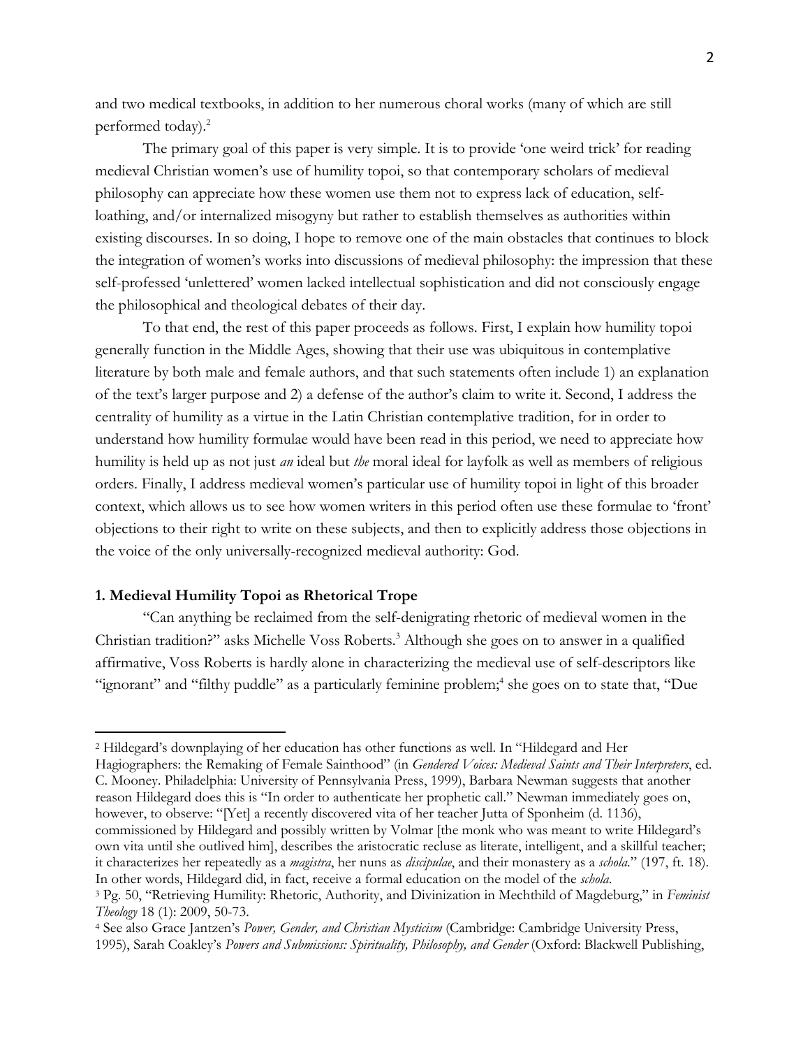and two medical textbooks, in addition to her numerous choral works (many of which are still performed today).[2]

The primary goal of this paper is very simple. It is to provide 'one weird trick' for reading medieval Christian women's use of humility topoi, so that contemporary scholars of medieval philosophy can appreciate how these women use them not to express lack of education, self-loathing, and/or internalized misogyny but rather to establish themselves as authorities within existing discourses. In so doing, I hope to remove one of the main obstacles that continues to block the integration of women's works into discussions of medieval philosophy: the impression that these self-professed 'unlettered' women lacked intellectual sophistication and did not consciously engage the philosophical and theological debates of their day.

To that end, the rest of this paper proceeds as follows. First, I explain how humility topoi generally function in the Middle Ages, showing that their use was ubiquitous in contemplative literature by both male and female authors, and that such statements often include 1) an explanation of the text's larger purpose and 2) a defense of the author's claim to write it. Second, I address the centrality of humility as a virtue in the Latin Christian contemplative tradition, for in order to understand how humility formulae would have been read in this period, we need to appreciate how humility is held up as not just *an* ideal but *the* moral ideal for layfolk as well as members of religious orders. Finally, I address medieval women's particular use of humility topoi in light of this broader context, which allows us to see how women writers in this period often use these formulae to 'front' objections to their right to write on these subjects, and then to explicitly address those objections in the voice of the only universally-recognized medieval authority: God.

### 1. Medieval Humility Topoi as Rhetorical Trope

"Can anything be reclaimed from the self-denigrating rhetoric of medieval women in the Christian tradition?" asks Michelle Voss Roberts.[3] Although she goes on to answer in a qualified affirmative, Voss Roberts is hardly alone in characterizing the medieval use of self-descriptors like "ignorant" and "filthy puddle" as a particularly feminine problem;[4] she goes on to state that, "Due

---

[2] Hildegard's downplaying of her education has other functions as well. In "Hildegard and Her Hagiographers: the Remaking of Female Sainthood" (in *Gendered Voices: Medieval Saints and Their Interpreters*, ed. C. Mooney. Philadelphia: University of Pennsylvania Press, 1999), Barbara Newman suggests that another reason Hildegard does this is "In order to authenticate her prophetic call." Newman immediately goes on, however, to observe: "[Yet] a recently discovered vita of her teacher Jutta of Sponheim (d. 1136), commissioned by Hildegard and possibly written by Volmar [the monk who was meant to write Hildegard's own vita until she outlived him], describes the aristocratic recluse as literate, intelligent, and a skillful teacher; it characterizes her repeatedly as a *magistra*, her nuns as *discipulae*, and their monastery as a *schola*." (197, ft. 18). In other words, Hildegard did, in fact, receive a formal education on the model of the *schola*.

[3] Pg. 50, "Retrieving Humility: Rhetoric, Authority, and Divinization in Mechthild of Magdeburg," in *Feminist Theology* 18 (1): 2009, 50-73.

[4] See also Grace Jantzen's *Power, Gender, and Christian Mysticism* (Cambridge: Cambridge University Press, 1995), Sarah Coakley's *Powers and Submissions: Spirituality, Philosophy, and Gender* (Oxford: Blackwell Publishing,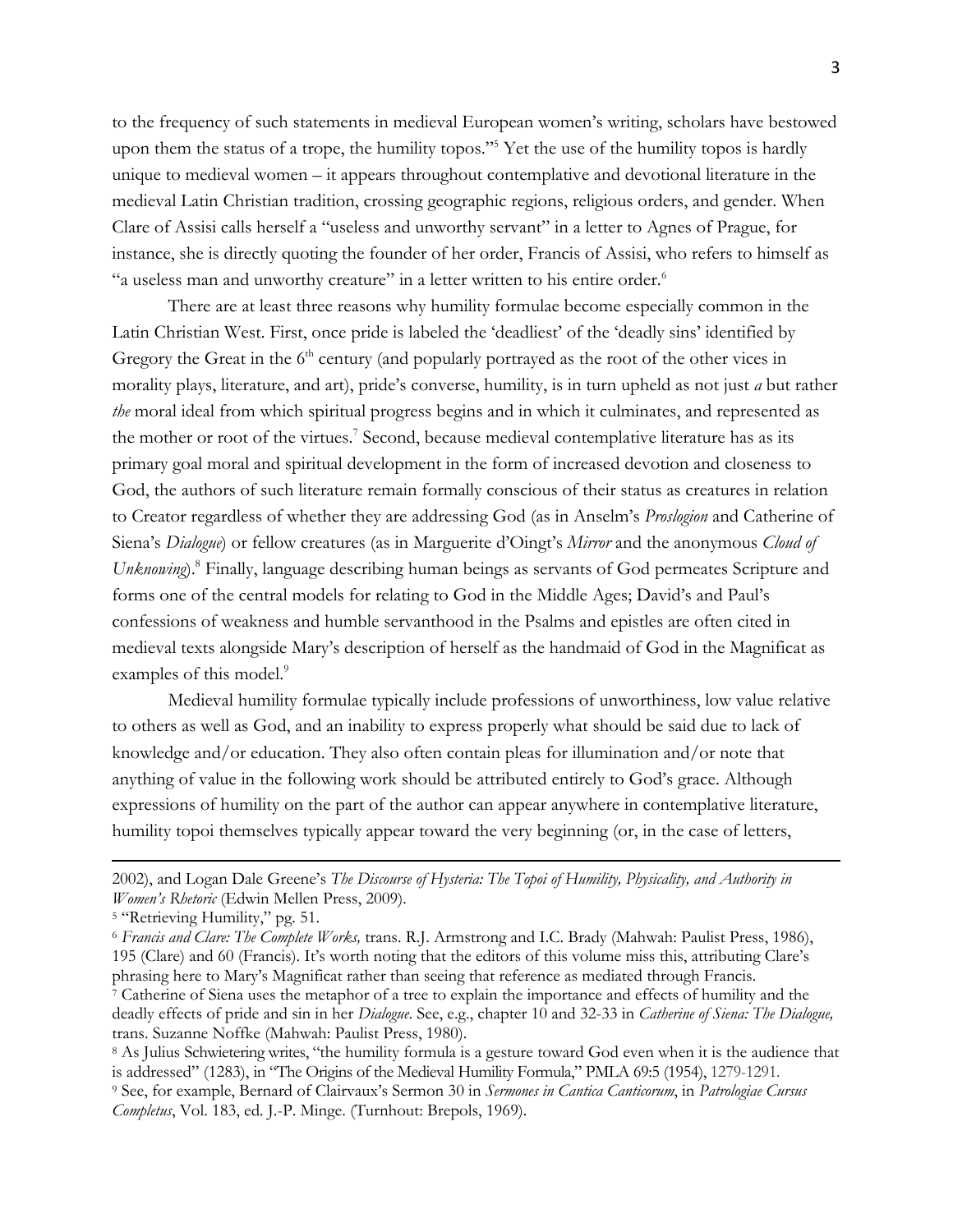to the frequency of such statements in medieval European women's writing, scholars have bestowed upon them the status of a trope, the humility topos."[5] Yet the use of the humility topos is hardly unique to medieval women – it appears throughout contemplative and devotional literature in the medieval Latin Christian tradition, crossing geographic regions, religious orders, and gender. When Clare of Assisi calls herself a "useless and unworthy servant" in a letter to Agnes of Prague, for instance, she is directly quoting the founder of her order, Francis of Assisi, who refers to himself as "a useless man and unworthy creature" in a letter written to his entire order.[6]

There are at least three reasons why humility formulae become especially common in the Latin Christian West. First, once pride is labeled the 'deadliest' of the 'deadly sins' identified by Gregory the Great in the 6th century (and popularly portrayed as the root of the other vices in morality plays, literature, and art), pride's converse, humility, is in turn upheld as not just *a* but rather *the* moral ideal from which spiritual progress begins and in which it culminates, and represented as the mother or root of the virtues.[7] Second, because medieval contemplative literature has as its primary goal moral and spiritual development in the form of increased devotion and closeness to God, the authors of such literature remain formally conscious of their status as creatures in relation to Creator regardless of whether they are addressing God (as in Anselm's *Proslogion* and Catherine of Siena's *Dialogue*) or fellow creatures (as in Marguerite d'Oingt's *Mirror* and the anonymous *Cloud of Unknowing*).[8] Finally, language describing human beings as servants of God permeates Scripture and forms one of the central models for relating to God in the Middle Ages; David's and Paul's confessions of weakness and humble servanthood in the Psalms and epistles are often cited in medieval texts alongside Mary's description of herself as the handmaid of God in the Magnificat as examples of this model.[9]

Medieval humility formulae typically include professions of unworthiness, low value relative to others as well as God, and an inability to express properly what should be said due to lack of knowledge and/or education. They also often contain pleas for illumination and/or note that anything of value in the following work should be attributed entirely to God's grace. Although expressions of humility on the part of the author can appear anywhere in contemplative literature, humility topoi themselves typically appear toward the very beginning (or, in the case of letters,

---

2002), and Logan Dale Greene's *The Discourse of Hysteria: The Topoi of Humility, Physicality, and Authority in Women's Rhetoric* (Edwin Mellen Press, 2009).

[5] "Retrieving Humility," pg. 51.

[6] *Francis and Clare: The Complete Works,* trans. R.J. Armstrong and I.C. Brady (Mahwah: Paulist Press, 1986), 195 (Clare) and 60 (Francis). It's worth noting that the editors of this volume miss this, attributing Clare's phrasing here to Mary's Magnificat rather than seeing that reference as mediated through Francis.

[7] Catherine of Siena uses the metaphor of a tree to explain the importance and effects of humility and the deadly effects of pride and sin in her *Dialogue*. See, e.g., chapter 10 and 32-33 in *Catherine of Siena: The Dialogue,* trans. Suzanne Noffke (Mahwah: Paulist Press, 1980).

[8] As Julius Schwietering writes, "the humility formula is a gesture toward God even when it is the audience that is addressed" (1283), in "The Origins of the Medieval Humility Formula," PMLA 69:5 (1954), 1279-1291.

[9] See, for example, Bernard of Clairvaux's Sermon 30 in *Sermones in Cantica Canticorum*, in *Patrologiae Cursus Completus*, Vol. 183, ed. J.-P. Minge. (Turnhout: Brepols, 1969).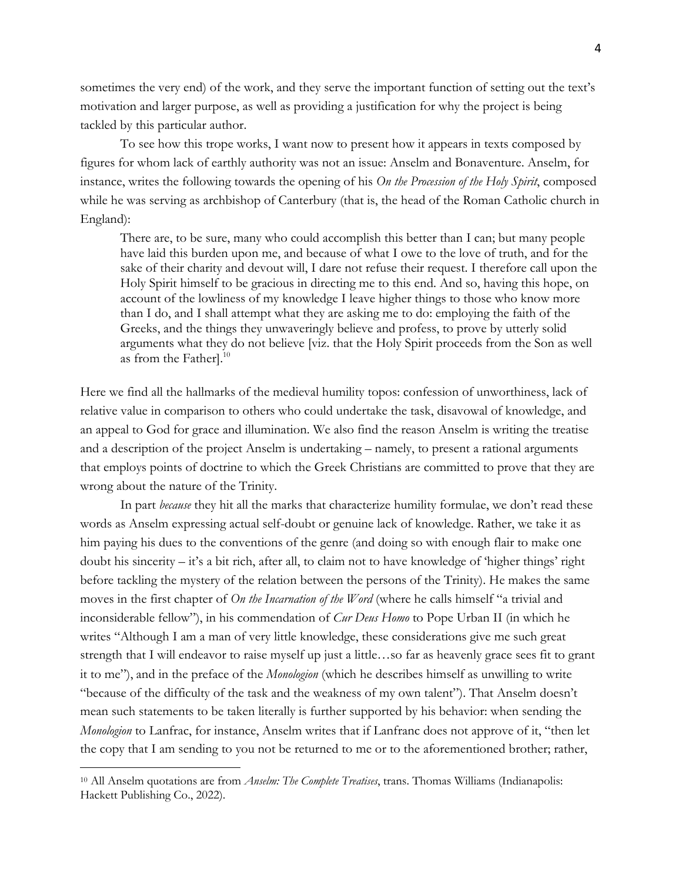sometimes the very end) of the work, and they serve the important function of setting out the text's motivation and larger purpose, as well as providing a justification for why the project is being tackled by this particular author.

To see how this trope works, I want now to present how it appears in texts composed by figures for whom lack of earthly authority was not an issue: Anselm and Bonaventure. Anselm, for instance, writes the following towards the opening of his *On the Procession of the Holy Spirit*, composed while he was serving as archbishop of Canterbury (that is, the head of the Roman Catholic church in England):

> There are, to be sure, many who could accomplish this better than I can; but many people have laid this burden upon me, and because of what I owe to the love of truth, and for the sake of their charity and devout will, I dare not refuse their request. I therefore call upon the Holy Spirit himself to be gracious in directing me to this end. And so, having this hope, on account of the lowliness of my knowledge I leave higher things to those who know more than I do, and I shall attempt what they are asking me to do: employing the faith of the Greeks, and the things they unwaveringly believe and profess, to prove by utterly solid arguments what they do not believe [viz. that the Holy Spirit proceeds from the Son as well as from the Father].[10]

Here we find all the hallmarks of the medieval humility topos: confession of unworthiness, lack of relative value in comparison to others who could undertake the task, disavowal of knowledge, and an appeal to God for grace and illumination. We also find the reason Anselm is writing the treatise and a description of the project Anselm is undertaking – namely, to present a rational arguments that employs points of doctrine to which the Greek Christians are committed to prove that they are wrong about the nature of the Trinity.

In part *because* they hit all the marks that characterize humility formulae, we don't read these words as Anselm expressing actual self-doubt or genuine lack of knowledge. Rather, we take it as him paying his dues to the conventions of the genre (and doing so with enough flair to make one doubt his sincerity – it's a bit rich, after all, to claim not to have knowledge of 'higher things' right before tackling the mystery of the relation between the persons of the Trinity). He makes the same moves in the first chapter of *On the Incarnation of the Word* (where he calls himself "a trivial and inconsiderable fellow"), in his commendation of *Cur Deus Homo* to Pope Urban II (in which he writes "Although I am a man of very little knowledge, these considerations give me such great strength that I will endeavor to raise myself up just a little…so far as heavenly grace sees fit to grant it to me"), and in the preface of the *Monologion* (which he describes himself as unwilling to write "because of the difficulty of the task and the weakness of my own talent"). That Anselm doesn't mean such statements to be taken literally is further supported by his behavior: when sending the *Monologion* to Lanfrac, for instance, Anselm writes that if Lanfranc does not approve of it, "then let the copy that I am sending to you not be returned to me or to the aforementioned brother; rather,

[10] All Anselm quotations are from *Anselm: The Complete Treatises*, trans. Thomas Williams (Indianapolis: Hackett Publishing Co., 2022).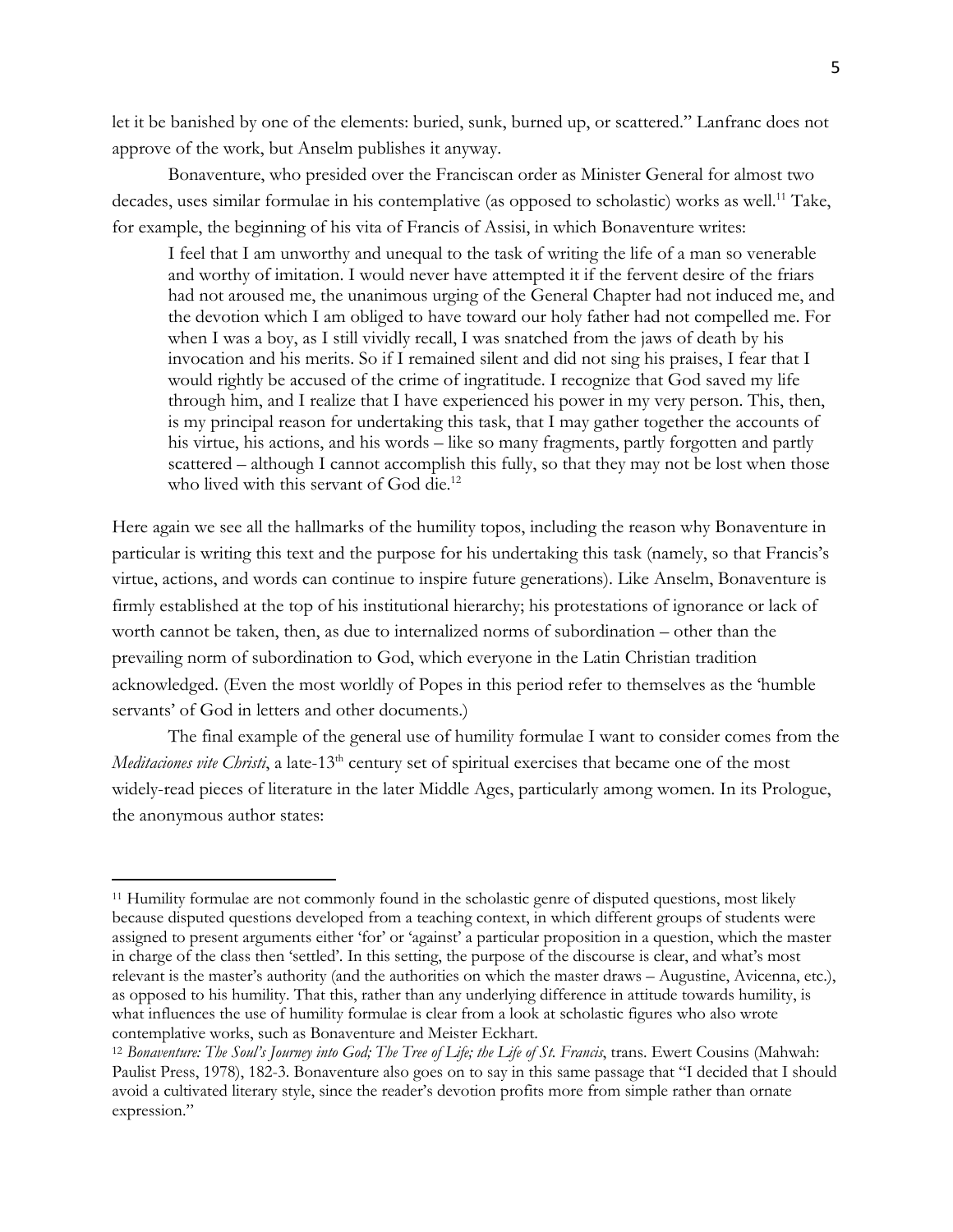let it be banished by one of the elements: buried, sunk, burned up, or scattered." Lanfranc does not approve of the work, but Anselm publishes it anyway.

Bonaventure, who presided over the Franciscan order as Minister General for almost two decades, uses similar formulae in his contemplative (as opposed to scholastic) works as well.[11] Take, for example, the beginning of his vita of Francis of Assisi, in which Bonaventure writes:

> I feel that I am unworthy and unequal to the task of writing the life of a man so venerable and worthy of imitation. I would never have attempted it if the fervent desire of the friars had not aroused me, the unanimous urging of the General Chapter had not induced me, and the devotion which I am obliged to have toward our holy father had not compelled me. For when I was a boy, as I still vividly recall, I was snatched from the jaws of death by his invocation and his merits. So if I remained silent and did not sing his praises, I fear that I would rightly be accused of the crime of ingratitude. I recognize that God saved my life through him, and I realize that I have experienced his power in my very person. This, then, is my principal reason for undertaking this task, that I may gather together the accounts of his virtue, his actions, and his words – like so many fragments, partly forgotten and partly scattered – although I cannot accomplish this fully, so that they may not be lost when those who lived with this servant of God die.[12]

Here again we see all the hallmarks of the humility topos, including the reason why Bonaventure in particular is writing this text and the purpose for his undertaking this task (namely, so that Francis's virtue, actions, and words can continue to inspire future generations). Like Anselm, Bonaventure is firmly established at the top of his institutional hierarchy; his protestations of ignorance or lack of worth cannot be taken, then, as due to internalized norms of subordination – other than the prevailing norm of subordination to God, which everyone in the Latin Christian tradition acknowledged. (Even the most worldly of Popes in this period refer to themselves as the 'humble servants' of God in letters and other documents.)

The final example of the general use of humility formulae I want to consider comes from the *Meditaciones vite Christi*, a late-13th century set of spiritual exercises that became one of the most widely-read pieces of literature in the later Middle Ages, particularly among women. In its Prologue, the anonymous author states:

---

[11] Humility formulae are not commonly found in the scholastic genre of disputed questions, most likely because disputed questions developed from a teaching context, in which different groups of students were assigned to present arguments either 'for' or 'against' a particular proposition in a question, which the master in charge of the class then 'settled'. In this setting, the purpose of the discourse is clear, and what's most relevant is the master's authority (and the authorities on which the master draws – Augustine, Avicenna, etc.), as opposed to his humility. That this, rather than any underlying difference in attitude towards humility, is what influences the use of humility formulae is clear from a look at scholastic figures who also wrote contemplative works, such as Bonaventure and Meister Eckhart.

[12] *Bonaventure: The Soul's Journey into God; The Tree of Life; the Life of St. Francis*, trans. Ewert Cousins (Mahwah: Paulist Press, 1978), 182-3. Bonaventure also goes on to say in this same passage that "I decided that I should avoid a cultivated literary style, since the reader's devotion profits more from simple rather than ornate expression."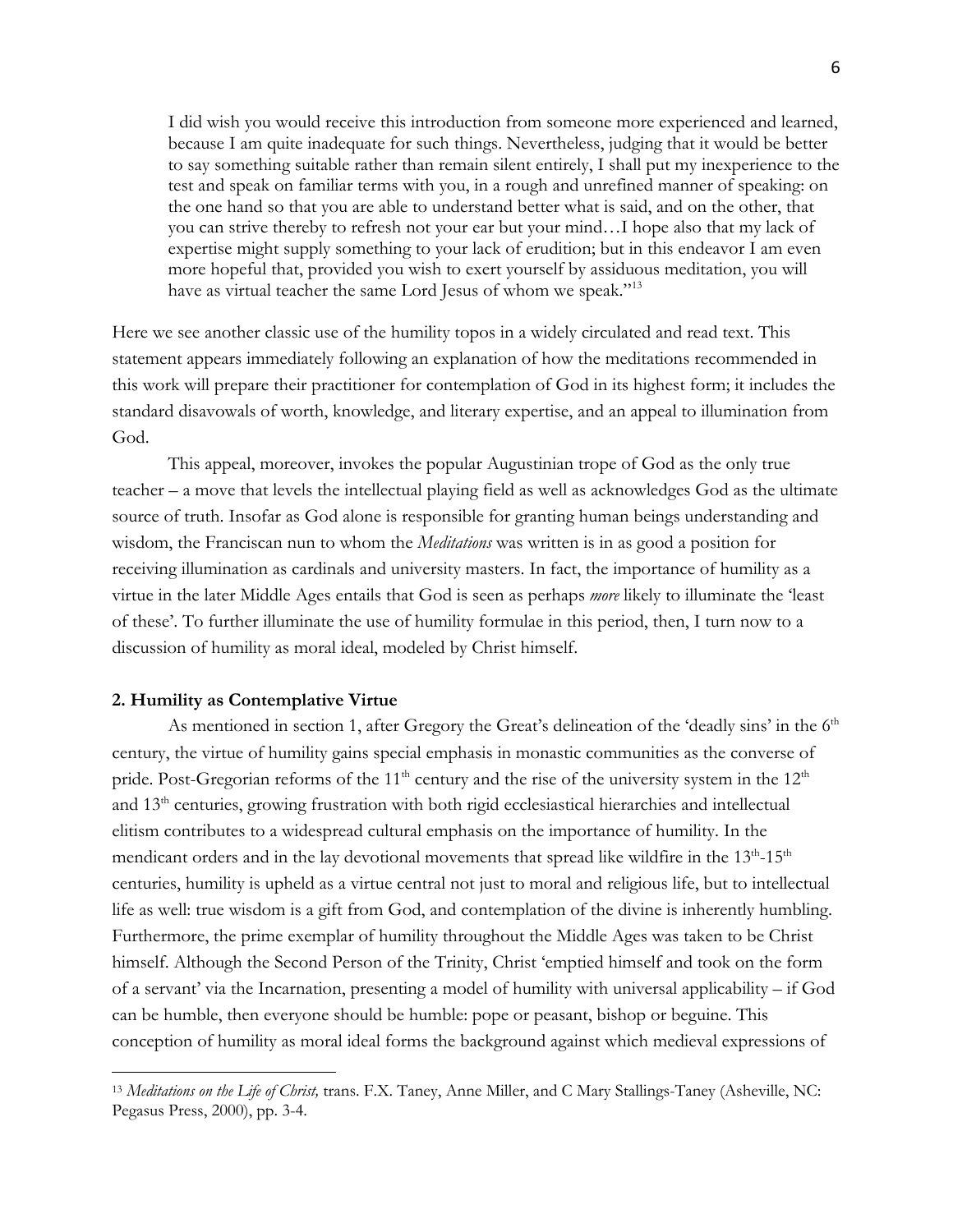> I did wish you would receive this introduction from someone more experienced and learned, because I am quite inadequate for such things. Nevertheless, judging that it would be better to say something suitable rather than remain silent entirely, I shall put my inexperience to the test and speak on familiar terms with you, in a rough and unrefined manner of speaking: on the one hand so that you are able to understand better what is said, and on the other, that you can strive thereby to refresh not your ear but your mind…I hope also that my lack of expertise might supply something to your lack of erudition; but in this endeavor I am even more hopeful that, provided you wish to exert yourself by assiduous meditation, you will have as virtual teacher the same Lord Jesus of whom we speak."[13]

Here we see another classic use of the humility topos in a widely circulated and read text. This statement appears immediately following an explanation of how the meditations recommended in this work will prepare their practitioner for contemplation of God in its highest form; it includes the standard disavowals of worth, knowledge, and literary expertise, and an appeal to illumination from God.

This appeal, moreover, invokes the popular Augustinian trope of God as the only true teacher – a move that levels the intellectual playing field as well as acknowledges God as the ultimate source of truth. Insofar as God alone is responsible for granting human beings understanding and wisdom, the Franciscan nun to whom the *Meditations* was written is in as good a position for receiving illumination as cardinals and university masters. In fact, the importance of humility as a virtue in the later Middle Ages entails that God is seen as perhaps *more* likely to illuminate the 'least of these'. To further illuminate the use of humility formulae in this period, then, I turn now to a discussion of humility as moral ideal, modeled by Christ himself.

## 2. Humility as Contemplative Virtue

As mentioned in section 1, after Gregory the Great's delineation of the 'deadly sins' in the 6th century, the virtue of humility gains special emphasis in monastic communities as the converse of pride. Post-Gregorian reforms of the 11th century and the rise of the university system in the 12th and 13th centuries, growing frustration with both rigid ecclesiastical hierarchies and intellectual elitism contributes to a widespread cultural emphasis on the importance of humility. In the mendicant orders and in the lay devotional movements that spread like wildfire in the 13th-15th centuries, humility is upheld as a virtue central not just to moral and religious life, but to intellectual life as well: true wisdom is a gift from God, and contemplation of the divine is inherently humbling. Furthermore, the prime exemplar of humility throughout the Middle Ages was taken to be Christ himself. Although the Second Person of the Trinity, Christ 'emptied himself and took on the form of a servant' via the Incarnation, presenting a model of humility with universal applicability – if God can be humble, then everyone should be humble: pope or peasant, bishop or beguine. This conception of humility as moral ideal forms the background against which medieval expressions of

---

[13] *Meditations on the Life of Christ,* trans. F.X. Taney, Anne Miller, and C Mary Stallings-Taney (Asheville, NC: Pegasus Press, 2000), pp. 3-4.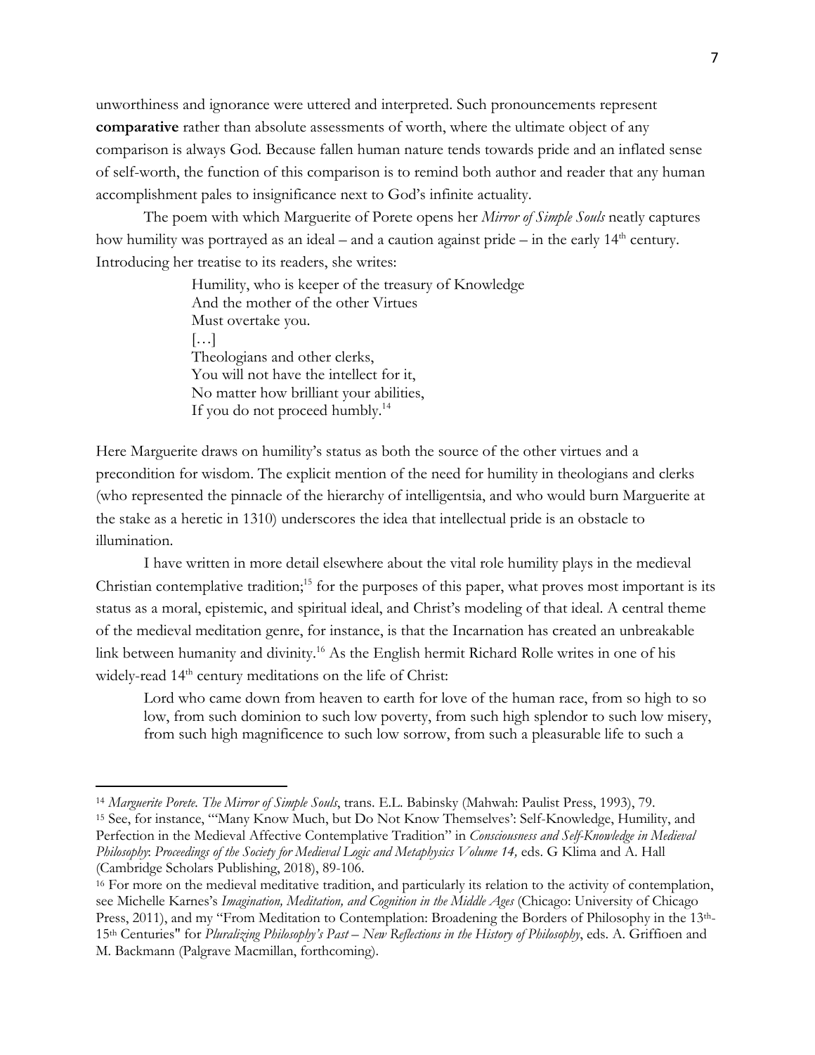unworthiness and ignorance were uttered and interpreted. Such pronouncements represent **comparative** rather than absolute assessments of worth, where the ultimate object of any comparison is always God. Because fallen human nature tends towards pride and an inflated sense of self-worth, the function of this comparison is to remind both author and reader that any human accomplishment pales to insignificance next to God's infinite actuality.

The poem with which Marguerite of Porete opens her *Mirror of Simple Souls* neatly captures how humility was portrayed as an ideal – and a caution against pride – in the early 14th century. Introducing her treatise to its readers, she writes:

> Humility, who is keeper of the treasury of Knowledge
> And the mother of the other Virtues
> Must overtake you.
> […]
> Theologians and other clerks,
> You will not have the intellect for it,
> No matter how brilliant your abilities,
> If you do not proceed humbly.[14]

Here Marguerite draws on humility's status as both the source of the other virtues and a precondition for wisdom. The explicit mention of the need for humility in theologians and clerks (who represented the pinnacle of the hierarchy of intelligentsia, and who would burn Marguerite at the stake as a heretic in 1310) underscores the idea that intellectual pride is an obstacle to illumination.

I have written in more detail elsewhere about the vital role humility plays in the medieval Christian contemplative tradition;[15] for the purposes of this paper, what proves most important is its status as a moral, epistemic, and spiritual ideal, and Christ's modeling of that ideal. A central theme of the medieval meditation genre, for instance, is that the Incarnation has created an unbreakable link between humanity and divinity.[16] As the English hermit Richard Rolle writes in one of his widely-read 14th century meditations on the life of Christ:

> Lord who came down from heaven to earth for love of the human race, from so high to so low, from such dominion to such low poverty, from such high splendor to such low misery, from such high magnificence to such low sorrow, from such a pleasurable life to such a

---

[14] *Marguerite Porete. The Mirror of Simple Souls*, trans. E.L. Babinsky (Mahwah: Paulist Press, 1993), 79.

[15] See, for instance, "'Many Know Much, but Do Not Know Themselves': Self-Knowledge, Humility, and Perfection in the Medieval Affective Contemplative Tradition" in *Consciousness and Self-Knowledge in Medieval Philosophy*: *Proceedings of the Society for Medieval Logic and Metaphysics Volume 14,* eds. G Klima and A. Hall (Cambridge Scholars Publishing, 2018), 89-106.

[16] For more on the medieval meditative tradition, and particularly its relation to the activity of contemplation, see Michelle Karnes's *Imagination, Meditation, and Cognition in the Middle Ages* (Chicago: University of Chicago Press, 2011), and my "From Meditation to Contemplation: Broadening the Borders of Philosophy in the 13th-15th Centuries" for *Pluralizing Philosophy's Past – New Reflections in the History of Philosophy*, eds. A. Griffioen and M. Backmann (Palgrave Macmillan, forthcoming).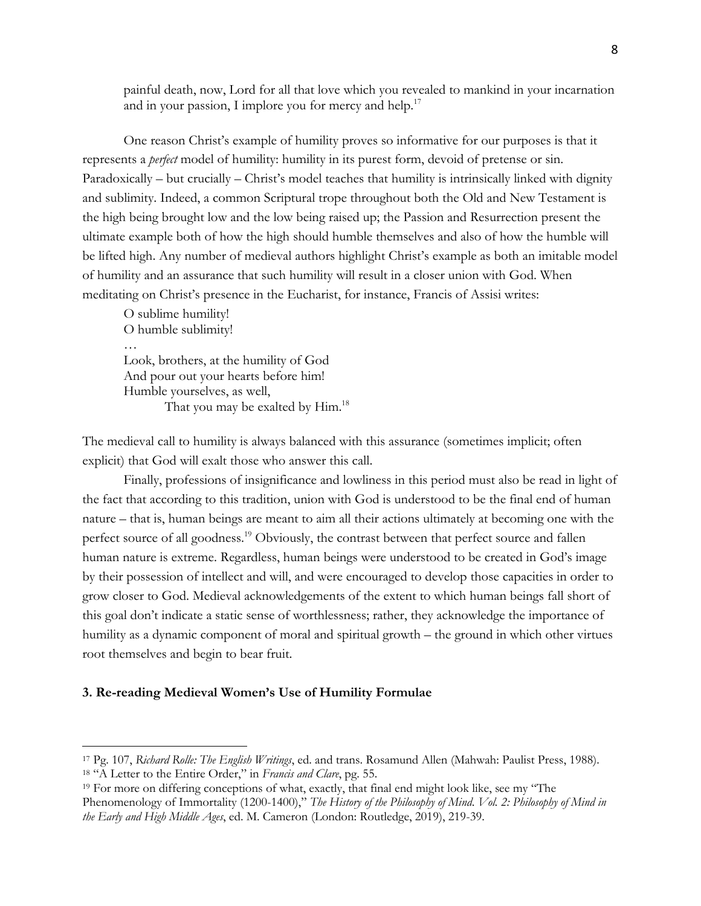painful death, now, Lord for all that love which you revealed to mankind in your incarnation and in your passion, I implore you for mercy and help.[17]

One reason Christ's example of humility proves so informative for our purposes is that it represents a *perfect* model of humility: humility in its purest form, devoid of pretense or sin. Paradoxically – but crucially – Christ's model teaches that humility is intrinsically linked with dignity and sublimity. Indeed, a common Scriptural trope throughout both the Old and New Testament is the high being brought low and the low being raised up; the Passion and Resurrection present the ultimate example both of how the high should humble themselves and also of how the humble will be lifted high. Any number of medieval authors highlight Christ's example as both an imitable model of humility and an assurance that such humility will result in a closer union with God. When meditating on Christ's presence in the Eucharist, for instance, Francis of Assisi writes:

> O sublime humility!
> O humble sublimity!
> …
> Look, brothers, at the humility of God
> And pour out your hearts before him!
> Humble yourselves, as well,
> That you may be exalted by Him.[18]

The medieval call to humility is always balanced with this assurance (sometimes implicit; often explicit) that God will exalt those who answer this call.

Finally, professions of insignificance and lowliness in this period must also be read in light of the fact that according to this tradition, union with God is understood to be the final end of human nature – that is, human beings are meant to aim all their actions ultimately at becoming one with the perfect source of all goodness.[19] Obviously, the contrast between that perfect source and fallen human nature is extreme. Regardless, human beings were understood to be created in God's image by their possession of intellect and will, and were encouraged to develop those capacities in order to grow closer to God. Medieval acknowledgements of the extent to which human beings fall short of this goal don't indicate a static sense of worthlessness; rather, they acknowledge the importance of humility as a dynamic component of moral and spiritual growth – the ground in which other virtues root themselves and begin to bear fruit.

### 3. Re-reading Medieval Women's Use of Humility Formulae

---

[17] Pg. 107, *Richard Rolle: The English Writings*, ed. and trans. Rosamund Allen (Mahwah: Paulist Press, 1988).

[18] "A Letter to the Entire Order," in *Francis and Clare*, pg. 55.

[19] For more on differing conceptions of what, exactly, that final end might look like, see my "The Phenomenology of Immortality (1200-1400)," *The History of the Philosophy of Mind. Vol. 2: Philosophy of Mind in the Early and High Middle Ages*, ed. M. Cameron (London: Routledge, 2019), 219-39.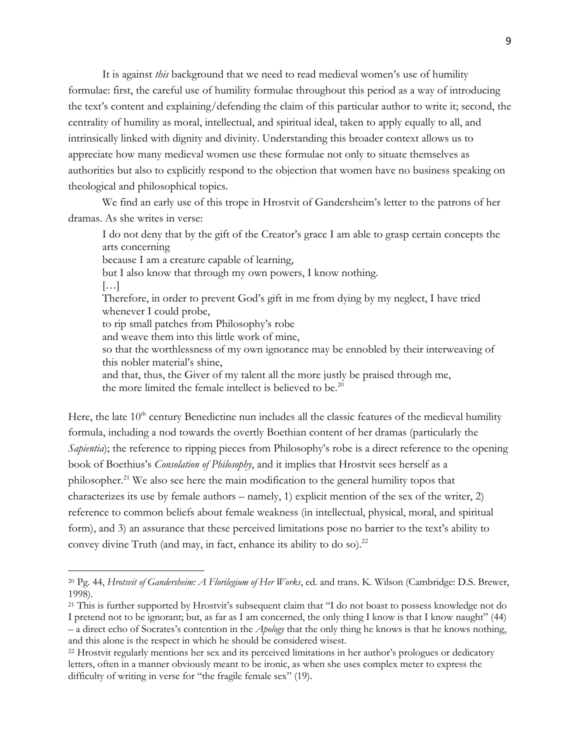It is against *this* background that we need to read medieval women's use of humility formulae: first, the careful use of humility formulae throughout this period as a way of introducing the text's content and explaining/defending the claim of this particular author to write it; second, the centrality of humility as moral, intellectual, and spiritual ideal, taken to apply equally to all, and intrinsically linked with dignity and divinity. Understanding this broader context allows us to appreciate how many medieval women use these formulae not only to situate themselves as authorities but also to explicitly respond to the objection that women have no business speaking on theological and philosophical topics.

We find an early use of this trope in Hrostvit of Gandersheim's letter to the patrons of her dramas. As she writes in verse:

> I do not deny that by the gift of the Creator's grace I am able to grasp certain concepts the arts concerning
> because I am a creature capable of learning,
> but I also know that through my own powers, I know nothing.
> […]
> Therefore, in order to prevent God's gift in me from dying by my neglect, I have tried whenever I could probe,
> to rip small patches from Philosophy's robe
> and weave them into this little work of mine,
> so that the worthlessness of my own ignorance may be ennobled by their interweaving of this nobler material's shine,
> and that, thus, the Giver of my talent all the more justly be praised through me,
> the more limited the female intellect is believed to be.[20]

Here, the late 10th century Benedictine nun includes all the classic features of the medieval humility formula, including a nod towards the overtly Boethian content of her dramas (particularly the *Sapientia*); the reference to ripping pieces from Philosophy's robe is a direct reference to the opening book of Boethius's *Consolation of Philosophy*, and it implies that Hrostvit sees herself as a philosopher.[21] We also see here the main modification to the general humility topos that characterizes its use by female authors – namely, 1) explicit mention of the sex of the writer, 2) reference to common beliefs about female weakness (in intellectual, physical, moral, and spiritual form), and 3) an assurance that these perceived limitations pose no barrier to the text's ability to convey divine Truth (and may, in fact, enhance its ability to do so).[22]

---

[20] Pg. 44, *Hrotsvit of Gandersheim: A Florilegium of Her Works*, ed. and trans. K. Wilson (Cambridge: D.S. Brewer, 1998).

[21] This is further supported by Hrostvit's subsequent claim that "I do not boast to possess knowledge not do I pretend not to be ignorant; but, as far as I am concerned, the only thing I know is that I know naught" (44) – a direct echo of Socrates's contention in the *Apology* that the only thing he knows is that he knows nothing, and this alone is the respect in which he should be considered wisest.

[22] Hrostvit regularly mentions her sex and its perceived limitations in her author's prologues or dedicatory letters, often in a manner obviously meant to be ironic, as when she uses complex meter to express the difficulty of writing in verse for "the fragile female sex" (19).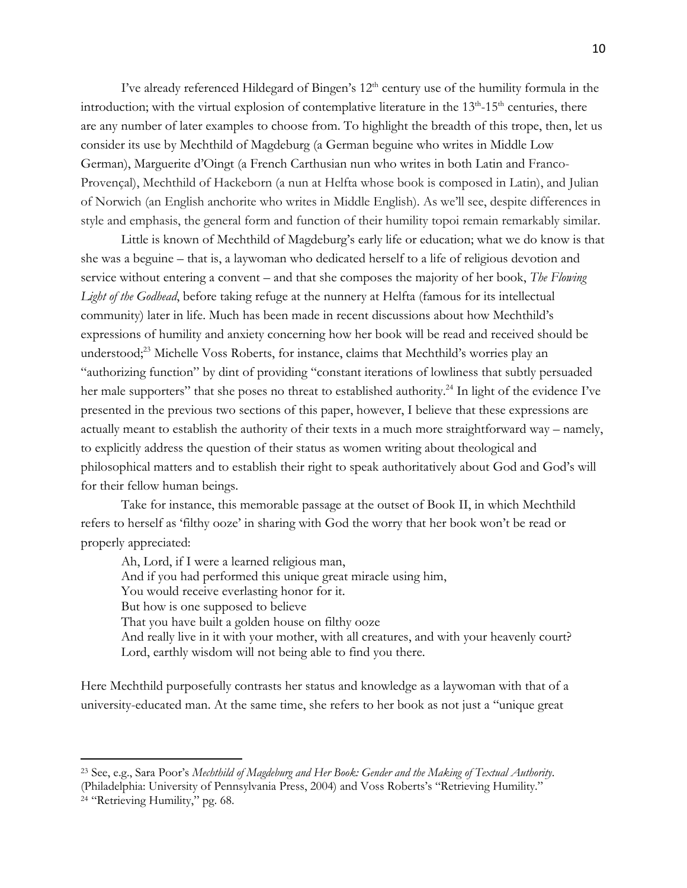I've already referenced Hildegard of Bingen's 12th century use of the humility formula in the introduction; with the virtual explosion of contemplative literature in the 13th-15th centuries, there are any number of later examples to choose from. To highlight the breadth of this trope, then, let us consider its use by Mechthild of Magdeburg (a German beguine who writes in Middle Low German), Marguerite d'Oingt (a French Carthusian nun who writes in both Latin and Franco-Provençal), Mechthild of Hackeborn (a nun at Helfta whose book is composed in Latin), and Julian of Norwich (an English anchorite who writes in Middle English). As we'll see, despite differences in style and emphasis, the general form and function of their humility topoi remain remarkably similar.

Little is known of Mechthild of Magdeburg's early life or education; what we do know is that she was a beguine – that is, a laywoman who dedicated herself to a life of religious devotion and service without entering a convent – and that she composes the majority of her book, *The Flowing Light of the Godhead*, before taking refuge at the nunnery at Helfta (famous for its intellectual community) later in life. Much has been made in recent discussions about how Mechthild's expressions of humility and anxiety concerning how her book will be read and received should be understood;[23] Michelle Voss Roberts, for instance, claims that Mechthild's worries play an "authorizing function" by dint of providing "constant iterations of lowliness that subtly persuaded her male supporters" that she poses no threat to established authority.[24] In light of the evidence I've presented in the previous two sections of this paper, however, I believe that these expressions are actually meant to establish the authority of their texts in a much more straightforward way – namely, to explicitly address the question of their status as women writing about theological and philosophical matters and to establish their right to speak authoritatively about God and God's will for their fellow human beings.

Take for instance, this memorable passage at the outset of Book II, in which Mechthild refers to herself as 'filthy ooze' in sharing with God the worry that her book won't be read or properly appreciated:

> Ah, Lord, if I were a learned religious man,
> And if you had performed this unique great miracle using him,
> You would receive everlasting honor for it.
> But how is one supposed to believe
> That you have built a golden house on filthy ooze
> And really live in it with your mother, with all creatures, and with your heavenly court?
> Lord, earthly wisdom will not being able to find you there.

Here Mechthild purposefully contrasts her status and knowledge as a laywoman with that of a university-educated man. At the same time, she refers to her book as not just a "unique great

---

[23] See, e.g., Sara Poor's *Mechthild of Magdeburg and Her Book: Gender and the Making of Textual Authority*. (Philadelphia: University of Pennsylvania Press, 2004) and Voss Roberts's "Retrieving Humility."

[24] "Retrieving Humility," pg. 68.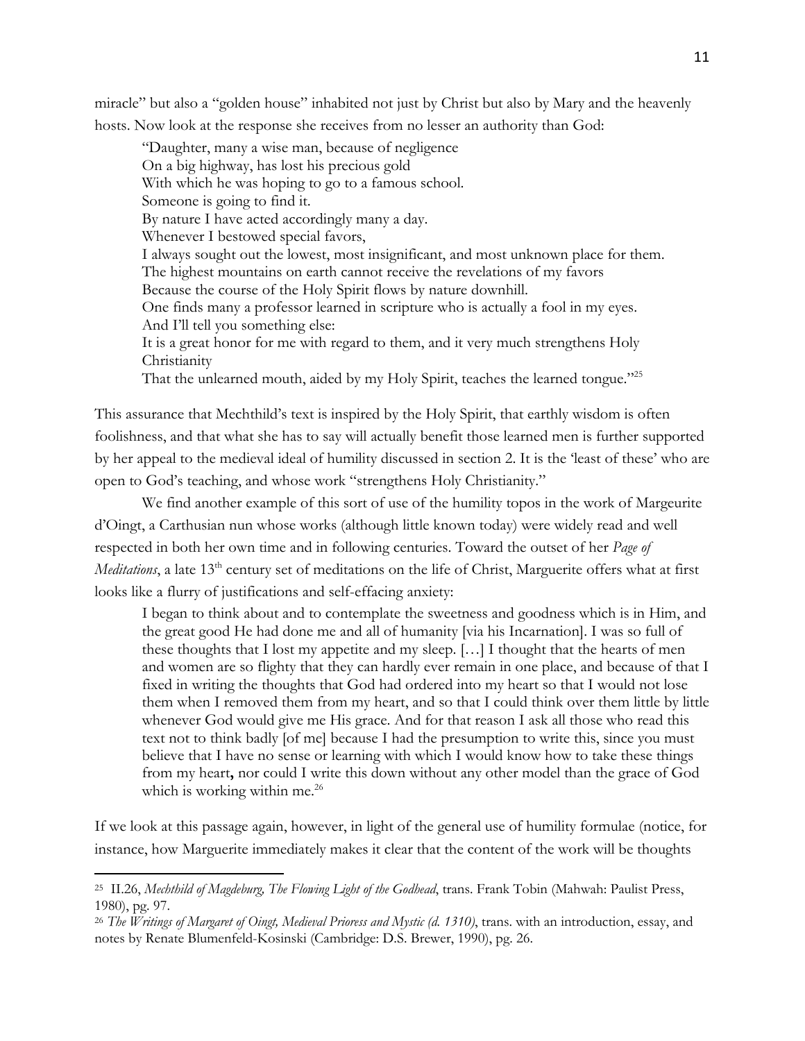miracle" but also a "golden house" inhabited not just by Christ but also by Mary and the heavenly hosts. Now look at the response she receives from no lesser an authority than God:

> "Daughter, many a wise man, because of negligence
> On a big highway, has lost his precious gold
> With which he was hoping to go to a famous school.
> Someone is going to find it.
> By nature I have acted accordingly many a day.
> Whenever I bestowed special favors,
> I always sought out the lowest, most insignificant, and most unknown place for them.
> The highest mountains on earth cannot receive the revelations of my favors
> Because the course of the Holy Spirit flows by nature downhill.
> One finds many a professor learned in scripture who is actually a fool in my eyes.
> And I'll tell you something else:
> It is a great honor for me with regard to them, and it very much strengthens Holy Christianity
> That the unlearned mouth, aided by my Holy Spirit, teaches the learned tongue."[25]

This assurance that Mechthild's text is inspired by the Holy Spirit, that earthly wisdom is often foolishness, and that what she has to say will actually benefit those learned men is further supported by her appeal to the medieval ideal of humility discussed in section 2. It is the 'least of these' who are open to God's teaching, and whose work "strengthens Holy Christianity."

We find another example of this sort of use of the humility topos in the work of Margeurite d'Oingt, a Carthusian nun whose works (although little known today) were widely read and well respected in both her own time and in following centuries. Toward the outset of her *Page of Meditations*, a late 13th century set of meditations on the life of Christ, Marguerite offers what at first looks like a flurry of justifications and self-effacing anxiety:

> I began to think about and to contemplate the sweetness and goodness which is in Him, and the great good He had done me and all of humanity [via his Incarnation]. I was so full of these thoughts that I lost my appetite and my sleep. […] I thought that the hearts of men and women are so flighty that they can hardly ever remain in one place, and because of that I fixed in writing the thoughts that God had ordered into my heart so that I would not lose them when I removed them from my heart, and so that I could think over them little by little whenever God would give me His grace. And for that reason I ask all those who read this text not to think badly [of me] because I had the presumption to write this, since you must believe that I have no sense or learning with which I would know how to take these things from my heart, nor could I write this down without any other model than the grace of God which is working within me.[26]

If we look at this passage again, however, in light of the general use of humility formulae (notice, for instance, how Marguerite immediately makes it clear that the content of the work will be thoughts

---

[25] II.26, *Mechthild of Magdeburg, The Flowing Light of the Godhead*, trans. Frank Tobin (Mahwah: Paulist Press, 1980), pg. 97.

[26] *The Writings of Margaret of Oingt, Medieval Prioress and Mystic (d. 1310)*, trans. with an introduction, essay, and notes by Renate Blumenfeld-Kosinski (Cambridge: D.S. Brewer, 1990), pg. 26.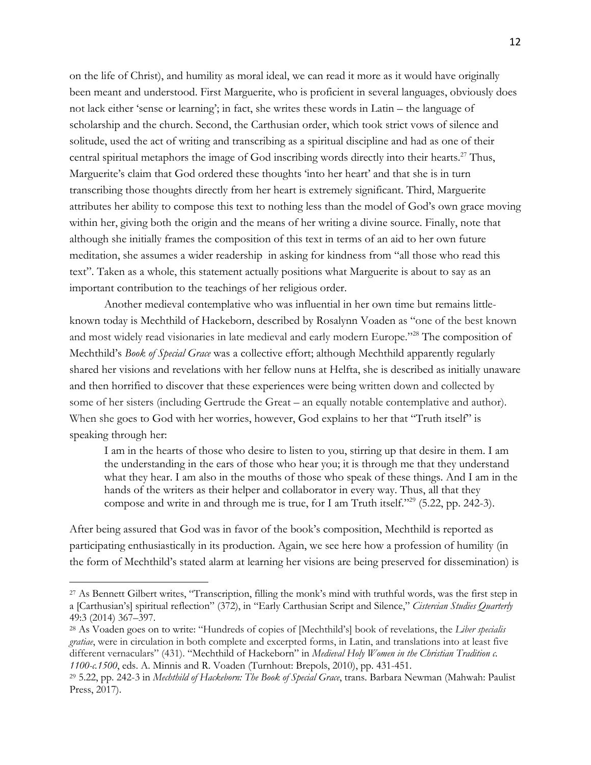on the life of Christ), and humility as moral ideal, we can read it more as it would have originally been meant and understood. First Marguerite, who is proficient in several languages, obviously does not lack either 'sense or learning'; in fact, she writes these words in Latin – the language of scholarship and the church. Second, the Carthusian order, which took strict vows of silence and solitude, used the act of writing and transcribing as a spiritual discipline and had as one of their central spiritual metaphors the image of God inscribing words directly into their hearts.[27] Thus, Marguerite's claim that God ordered these thoughts 'into her heart' and that she is in turn transcribing those thoughts directly from her heart is extremely significant. Third, Marguerite attributes her ability to compose this text to nothing less than the model of God's own grace moving within her, giving both the origin and the means of her writing a divine source. Finally, note that although she initially frames the composition of this text in terms of an aid to her own future meditation, she assumes a wider readership in asking for kindness from "all those who read this text". Taken as a whole, this statement actually positions what Marguerite is about to say as an important contribution to the teachings of her religious order.

Another medieval contemplative who was influential in her own time but remains little-known today is Mechthild of Hackeborn, described by Rosalynn Voaden as "one of the best known and most widely read visionaries in late medieval and early modern Europe."[28] The composition of Mechthild's *Book of Special Grace* was a collective effort; although Mechthild apparently regularly shared her visions and revelations with her fellow nuns at Helfta, she is described as initially unaware and then horrified to discover that these experiences were being written down and collected by some of her sisters (including Gertrude the Great – an equally notable contemplative and author). When she goes to God with her worries, however, God explains to her that "Truth itself" is speaking through her:

> I am in the hearts of those who desire to listen to you, stirring up that desire in them. I am the understanding in the ears of those who hear you; it is through me that they understand what they hear. I am also in the mouths of those who speak of these things. And I am in the hands of the writers as their helper and collaborator in every way. Thus, all that they compose and write in and through me is true, for I am Truth itself."[29] (5.22, pp. 242-3).

After being assured that God was in favor of the book's composition, Mechthild is reported as participating enthusiastically in its production. Again, we see here how a profession of humility (in the form of Mechthild's stated alarm at learning her visions are being preserved for dissemination) is

---

[27] As Bennett Gilbert writes, "Transcription, filling the monk's mind with truthful words, was the first step in a [Carthusian's] spiritual reflection" (372), in "Early Carthusian Script and Silence," *Cistercian Studies Quarterly* 49:3 (2014) 367–397.

[28] As Voaden goes on to write: "Hundreds of copies of [Mechthild's] book of revelations, the *Liber specialis gratiae*, were in circulation in both complete and excerpted forms, in Latin, and translations into at least five different vernaculars" (431). "Mechthild of Hackeborn" in *Medieval Holy Women in the Christian Tradition c. 1100-c.1500*, eds. A. Minnis and R. Voaden (Turnhout: Brepols, 2010), pp. 431-451.

[29] 5.22, pp. 242-3 in *Mechthild of Hackeborn: The Book of Special Grace*, trans. Barbara Newman (Mahwah: Paulist Press, 2017).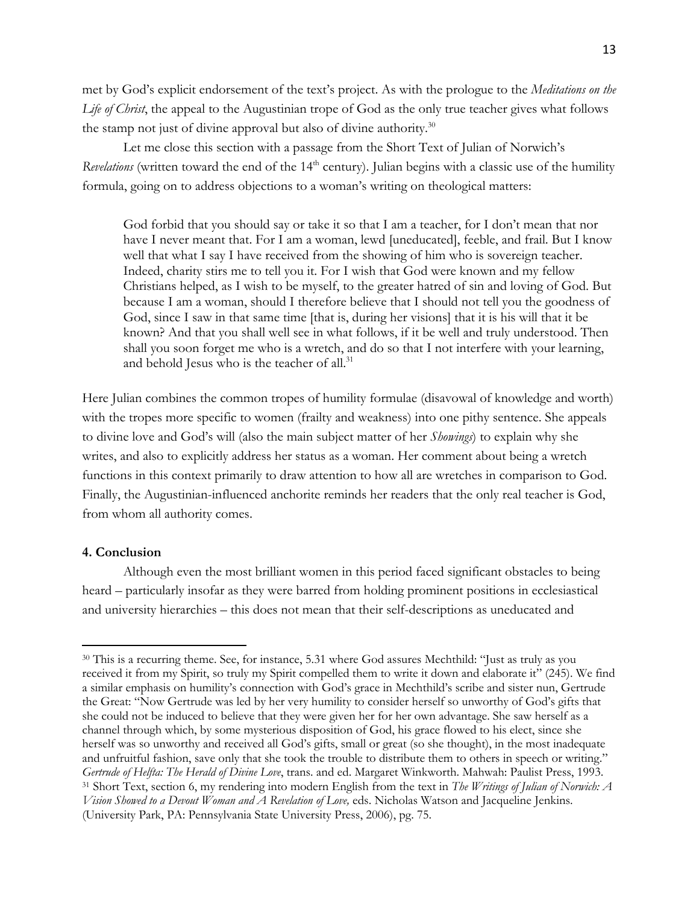met by God's explicit endorsement of the text's project. As with the prologue to the *Meditations on the Life of Christ*, the appeal to the Augustinian trope of God as the only true teacher gives what follows the stamp not just of divine approval but also of divine authority.[30]

Let me close this section with a passage from the Short Text of Julian of Norwich's *Revelations* (written toward the end of the 14th century). Julian begins with a classic use of the humility formula, going on to address objections to a woman's writing on theological matters:

> God forbid that you should say or take it so that I am a teacher, for I don't mean that nor have I never meant that. For I am a woman, lewd [uneducated], feeble, and frail. But I know well that what I say I have received from the showing of him who is sovereign teacher. Indeed, charity stirs me to tell you it. For I wish that God were known and my fellow Christians helped, as I wish to be myself, to the greater hatred of sin and loving of God. But because I am a woman, should I therefore believe that I should not tell you the goodness of God, since I saw in that same time [that is, during her visions] that it is his will that it be known? And that you shall well see in what follows, if it be well and truly understood. Then shall you soon forget me who is a wretch, and do so that I not interfere with your learning, and behold Jesus who is the teacher of all.[31]

Here Julian combines the common tropes of humility formulae (disavowal of knowledge and worth) with the tropes more specific to women (frailty and weakness) into one pithy sentence. She appeals to divine love and God's will (also the main subject matter of her *Showings*) to explain why she writes, and also to explicitly address her status as a woman. Her comment about being a wretch functions in this context primarily to draw attention to how all are wretches in comparison to God. Finally, the Augustinian-influenced anchorite reminds her readers that the only real teacher is God, from whom all authority comes.

**4. Conclusion**

Although even the most brilliant women in this period faced significant obstacles to being heard – particularly insofar as they were barred from holding prominent positions in ecclesiastical and university hierarchies – this does not mean that their self-descriptions as uneducated and

---

[30] This is a recurring theme. See, for instance, 5.31 where God assures Mechthild: "Just as truly as you received it from my Spirit, so truly my Spirit compelled them to write it down and elaborate it" (245). We find a similar emphasis on humility's connection with God's grace in Mechthild's scribe and sister nun, Gertrude the Great: "Now Gertrude was led by her very humility to consider herself so unworthy of God's gifts that she could not be induced to believe that they were given her for her own advantage. She saw herself as a channel through which, by some mysterious disposition of God, his grace flowed to his elect, since she herself was so unworthy and received all God's gifts, small or great (so she thought), in the most inadequate and unfruitful fashion, save only that she took the trouble to distribute them to others in speech or writing." *Gertrude of Helfta: The Herald of Divine Love*, trans. and ed. Margaret Winkworth. Mahwah: Paulist Press, 1993.

[31] Short Text, section 6, my rendering into modern English from the text in *The Writings of Julian of Norwich: A Vision Showed to a Devout Woman and A Revelation of Love,* eds. Nicholas Watson and Jacqueline Jenkins. (University Park, PA: Pennsylvania State University Press, 2006), pg. 75.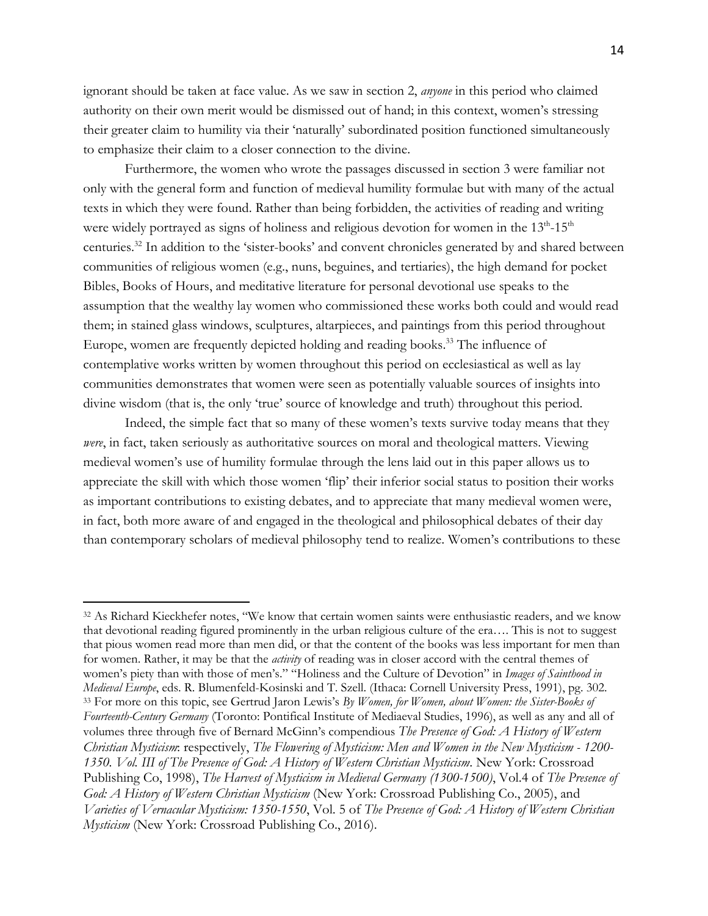ignorant should be taken at face value. As we saw in section 2, *anyone* in this period who claimed authority on their own merit would be dismissed out of hand; in this context, women's stressing their greater claim to humility via their 'naturally' subordinated position functioned simultaneously to emphasize their claim to a closer connection to the divine.

Furthermore, the women who wrote the passages discussed in section 3 were familiar not only with the general form and function of medieval humility formulae but with many of the actual texts in which they were found. Rather than being forbidden, the activities of reading and writing were widely portrayed as signs of holiness and religious devotion for women in the 13th-15th centuries.[32] In addition to the 'sister-books' and convent chronicles generated by and shared between communities of religious women (e.g., nuns, beguines, and tertiaries), the high demand for pocket Bibles, Books of Hours, and meditative literature for personal devotional use speaks to the assumption that the wealthy lay women who commissioned these works both could and would read them; in stained glass windows, sculptures, altarpieces, and paintings from this period throughout Europe, women are frequently depicted holding and reading books.[33] The influence of contemplative works written by women throughout this period on ecclesiastical as well as lay communities demonstrates that women were seen as potentially valuable sources of insights into divine wisdom (that is, the only 'true' source of knowledge and truth) throughout this period.

Indeed, the simple fact that so many of these women's texts survive today means that they *were*, in fact, taken seriously as authoritative sources on moral and theological matters. Viewing medieval women's use of humility formulae through the lens laid out in this paper allows us to appreciate the skill with which those women 'flip' their inferior social status to position their works as important contributions to existing debates, and to appreciate that many medieval women were, in fact, both more aware of and engaged in the theological and philosophical debates of their day than contemporary scholars of medieval philosophy tend to realize. Women's contributions to these

---

[32] As Richard Kieckhefer notes, "We know that certain women saints were enthusiastic readers, and we know that devotional reading figured prominently in the urban religious culture of the era…. This is not to suggest that pious women read more than men did, or that the content of the books was less important for men than for women. Rather, it may be that the *activity* of reading was in closer accord with the central themes of women's piety than with those of men's." "Holiness and the Culture of Devotion" in *Images of Sainthood in Medieval Europe*, eds. R. Blumenfeld-Kosinski and T. Szell. (Ithaca: Cornell University Press, 1991), pg. 302.

[33] For more on this topic, see Gertrud Jaron Lewis's *By Women, for Women, about Women: the Sister-Books of Fourteenth-Century Germany* (Toronto: Pontifical Institute of Mediaeval Studies, 1996), as well as any and all of volumes three through five of Bernard McGinn's compendious *The Presence of God: A History of Western Christian Mysticism*: respectively, *The Flowering of Mysticism: Men and Women in the New Mysticism - 1200-1350. Vol. III of The Presence of God: A History of Western Christian Mysticism.* New York: Crossroad Publishing Co, 1998), *The Harvest of Mysticism in Medieval Germany (1300-1500)*, Vol.4 of *The Presence of God: A History of Western Christian Mysticism* (New York: Crossroad Publishing Co., 2005), and *Varieties of Vernacular Mysticism: 1350-1550*, Vol. 5 of *The Presence of God: A History of Western Christian Mysticism* (New York: Crossroad Publishing Co., 2016).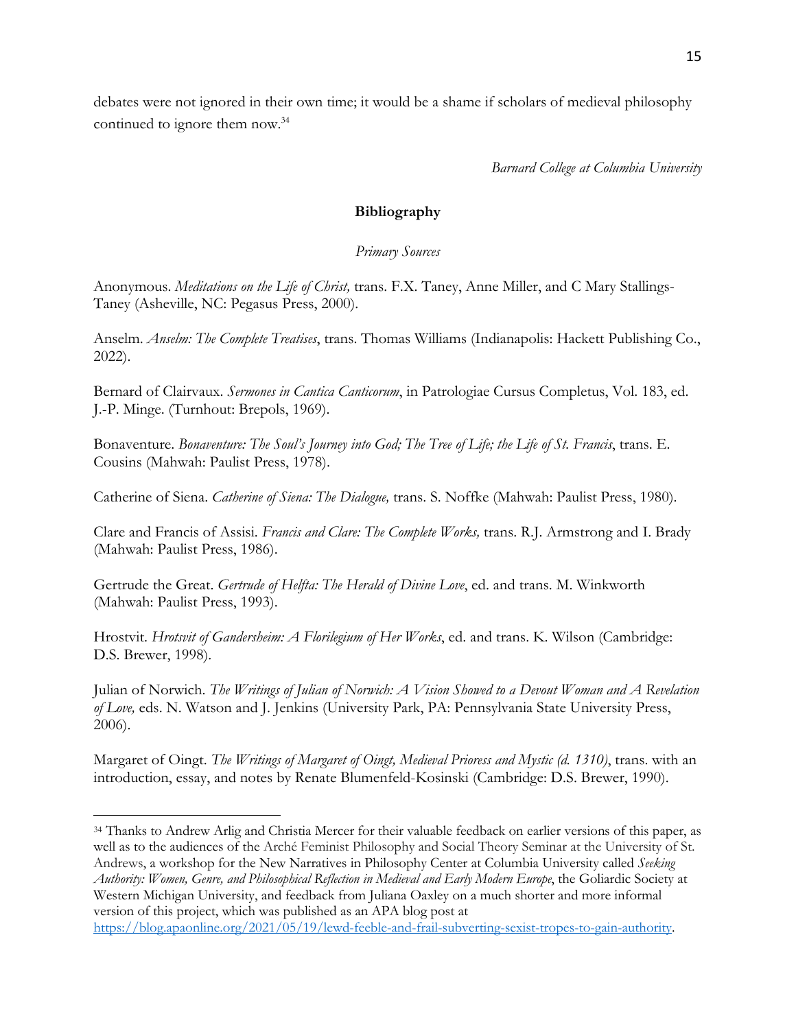debates were not ignored in their own time; it would be a shame if scholars of medieval philosophy continued to ignore them now.[34]

*Barnard College at Columbia University*

## Bibliography

### *Primary Sources*

Anonymous. *Meditations on the Life of Christ,* trans. F.X. Taney, Anne Miller, and C Mary Stallings-Taney (Asheville, NC: Pegasus Press, 2000).

Anselm. *Anselm: The Complete Treatises*, trans. Thomas Williams (Indianapolis: Hackett Publishing Co., 2022).

Bernard of Clairvaux. *Sermones in Cantica Canticorum*, in Patrologiae Cursus Completus, Vol. 183, ed. J.-P. Minge. (Turnhout: Brepols, 1969).

Bonaventure. *Bonaventure: The Soul's Journey into God; The Tree of Life; the Life of St. Francis*, trans. E. Cousins (Mahwah: Paulist Press, 1978).

Catherine of Siena. *Catherine of Siena: The Dialogue,* trans. S. Noffke (Mahwah: Paulist Press, 1980).

Clare and Francis of Assisi. *Francis and Clare: The Complete Works,* trans. R.J. Armstrong and I. Brady (Mahwah: Paulist Press, 1986).

Gertrude the Great. *Gertrude of Helfta: The Herald of Divine Love*, ed. and trans. M. Winkworth (Mahwah: Paulist Press, 1993).

Hrostvit. *Hrotsvit of Gandersheim: A Florilegium of Her Works*, ed. and trans. K. Wilson (Cambridge: D.S. Brewer, 1998).

Julian of Norwich. *The Writings of Julian of Norwich: A Vision Showed to a Devout Woman and A Revelation of Love,* eds. N. Watson and J. Jenkins (University Park, PA: Pennsylvania State University Press, 2006).

Margaret of Oingt. *The Writings of Margaret of Oingt, Medieval Prioress and Mystic (d. 1310)*, trans. with an introduction, essay, and notes by Renate Blumenfeld-Kosinski (Cambridge: D.S. Brewer, 1990).

---

[34] Thanks to Andrew Arlig and Christia Mercer for their valuable feedback on earlier versions of this paper, as well as to the audiences of the Arché Feminist Philosophy and Social Theory Seminar at the University of St. Andrews, a workshop for the New Narratives in Philosophy Center at Columbia University called *Seeking Authority: Women, Genre, and Philosophical Reflection in Medieval and Early Modern Europe*, the Goliardic Society at Western Michigan University, and feedback from Juliana Oaxley on a much shorter and more informal version of this project, which was published as an APA blog post at https://blog.apaonline.org/2021/05/19/lewd-feeble-and-frail-subverting-sexist-tropes-to-gain-authority.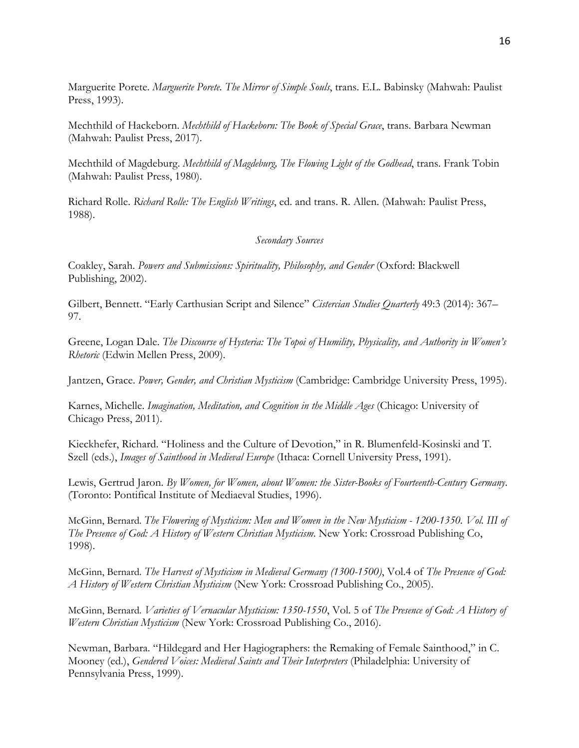Marguerite Porete. *Marguerite Porete. The Mirror of Simple Souls*, trans. E.L. Babinsky (Mahwah: Paulist Press, 1993).

Mechthild of Hackeborn. *Mechthild of Hackeborn: The Book of Special Grace*, trans. Barbara Newman (Mahwah: Paulist Press, 2017).

Mechthild of Magdeburg. *Mechthild of Magdeburg, The Flowing Light of the Godhead*, trans. Frank Tobin (Mahwah: Paulist Press, 1980).

Richard Rolle. *Richard Rolle: The English Writings*, ed. and trans. R. Allen. (Mahwah: Paulist Press, 1988).

*Secondary Sources*

Coakley, Sarah. *Powers and Submissions: Spirituality, Philosophy, and Gender* (Oxford: Blackwell Publishing, 2002).

Gilbert, Bennett. "Early Carthusian Script and Silence" *Cistercian Studies Quarterly* 49:3 (2014): 367–97.

Greene, Logan Dale. *The Discourse of Hysteria: The Topoi of Humility, Physicality, and Authority in Women's Rhetoric* (Edwin Mellen Press, 2009).

Jantzen, Grace. *Power, Gender, and Christian Mysticism* (Cambridge: Cambridge University Press, 1995).

Karnes, Michelle. *Imagination, Meditation, and Cognition in the Middle Ages* (Chicago: University of Chicago Press, 2011).

Kieckhefer, Richard. "Holiness and the Culture of Devotion," in R. Blumenfeld-Kosinski and T. Szell (eds.), *Images of Sainthood in Medieval Europe* (Ithaca: Cornell University Press, 1991).

Lewis, Gertrud Jaron. *By Women, for Women, about Women: the Sister-Books of Fourteenth-Century Germany*. (Toronto: Pontifical Institute of Mediaeval Studies, 1996).

McGinn, Bernard. *The Flowering of Mysticism: Men and Women in the New Mysticism - 1200-1350. Vol. III of The Presence of God: A History of Western Christian Mysticism*. New York: Crossroad Publishing Co, 1998).

McGinn, Bernard. *The Harvest of Mysticism in Medieval Germany (1300-1500)*, Vol.4 of *The Presence of God: A History of Western Christian Mysticism* (New York: Crossroad Publishing Co., 2005).

McGinn, Bernard. *Varieties of Vernacular Mysticism: 1350-1550*, Vol. 5 of *The Presence of God: A History of Western Christian Mysticism* (New York: Crossroad Publishing Co., 2016).

Newman, Barbara. "Hildegard and Her Hagiographers: the Remaking of Female Sainthood," in C. Mooney (ed.), *Gendered Voices: Medieval Saints and Their Interpreters* (Philadelphia: University of Pennsylvania Press, 1999).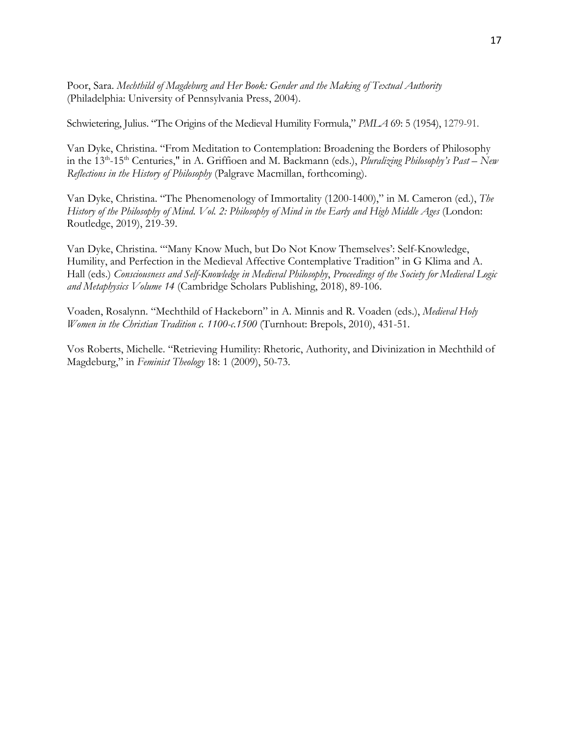Poor, Sara. *Mechthild of Magdeburg and Her Book: Gender and the Making of Textual Authority* (Philadelphia: University of Pennsylvania Press, 2004).

Schwietering, Julius. "The Origins of the Medieval Humility Formula," *PMLA* 69: 5 (1954), 1279-91.

Van Dyke, Christina. "From Meditation to Contemplation: Broadening the Borders of Philosophy in the 13th-15th Centuries," in A. Griffioen and M. Backmann (eds.), *Pluralizing Philosophy's Past – New Reflections in the History of Philosophy* (Palgrave Macmillan, forthcoming).

Van Dyke, Christina. "The Phenomenology of Immortality (1200-1400)," in M. Cameron (ed.), *The History of the Philosophy of Mind. Vol. 2: Philosophy of Mind in the Early and High Middle Ages* (London: Routledge, 2019), 219-39.

Van Dyke, Christina. "'Many Know Much, but Do Not Know Themselves': Self-Knowledge, Humility, and Perfection in the Medieval Affective Contemplative Tradition" in G Klima and A. Hall (eds.) *Consciousness and Self-Knowledge in Medieval Philosophy*, *Proceedings of the Society for Medieval Logic and Metaphysics Volume 14* (Cambridge Scholars Publishing, 2018), 89-106.

Voaden, Rosalynn. "Mechthild of Hackeborn" in A. Minnis and R. Voaden (eds.), *Medieval Holy Women in the Christian Tradition c. 1100-c.1500* (Turnhout: Brepols, 2010), 431-51.

Vos Roberts, Michelle. "Retrieving Humility: Rhetoric, Authority, and Divinization in Mechthild of Magdeburg," in *Feminist Theology* 18: 1 (2009), 50-73.